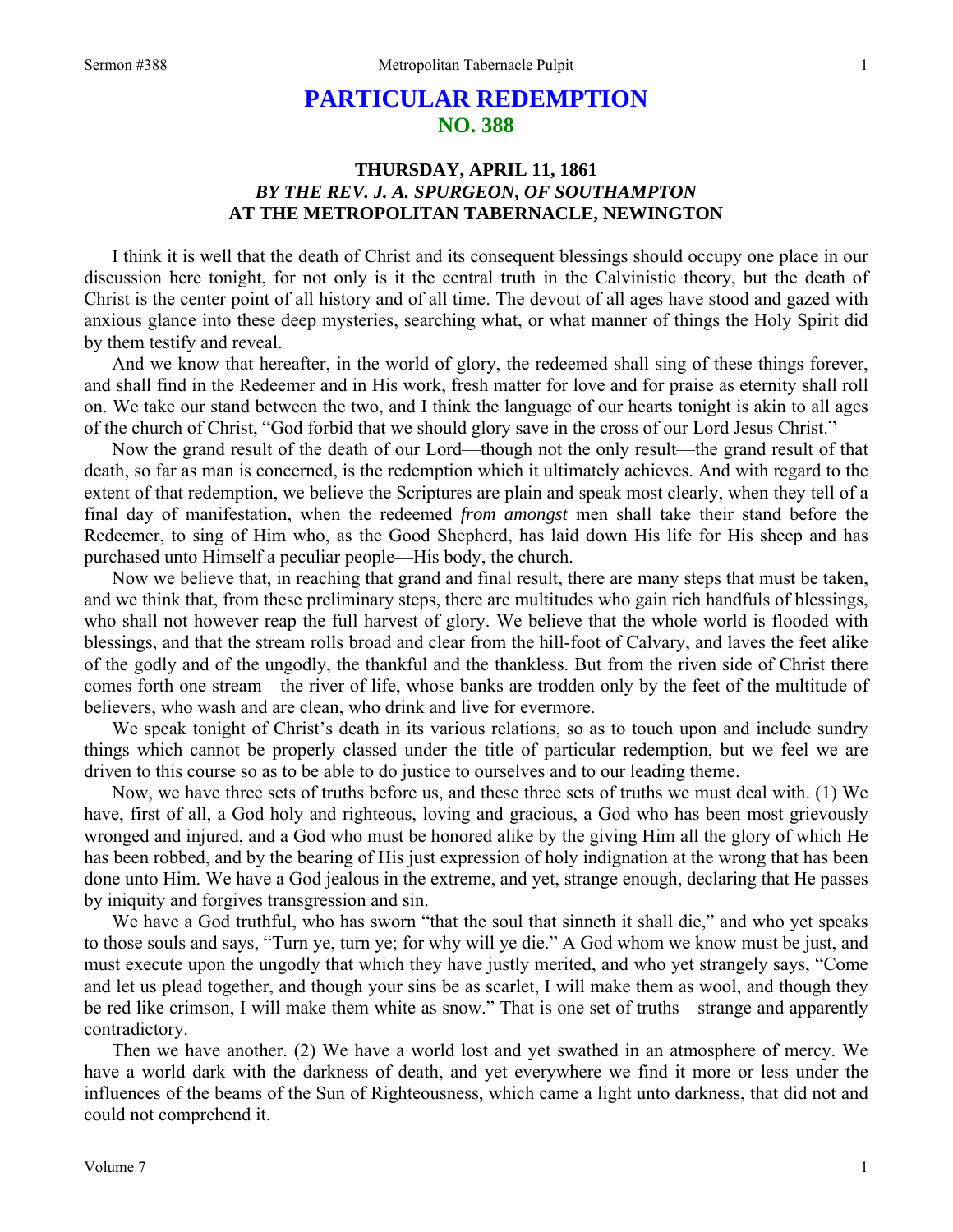# PARTICULAR REDEMPTION
## NO. 388

### THURSDAY, APRIL 11, 1861
### *BY THE REV. J. A. SPURGEON, OF SOUTHAMPTON*
### AT THE METROPOLITAN TABERNACLE, NEWINGTON

I think it is well that the death of Christ and its consequent blessings should occupy one place in our discussion here tonight, for not only is it the central truth in the Calvinistic theory, but the death of Christ is the center point of all history and of all time. The devout of all ages have stood and gazed with anxious glance into these deep mysteries, searching what, or what manner of things the Holy Spirit did by them testify and reveal.

And we know that hereafter, in the world of glory, the redeemed shall sing of these things forever, and shall find in the Redeemer and in His work, fresh matter for love and for praise as eternity shall roll on. We take our stand between the two, and I think the language of our hearts tonight is akin to all ages of the church of Christ, "God forbid that we should glory save in the cross of our Lord Jesus Christ."

Now the grand result of the death of our Lord—though not the only result—the grand result of that death, so far as man is concerned, is the redemption which it ultimately achieves. And with regard to the extent of that redemption, we believe the Scriptures are plain and speak most clearly, when they tell of a final day of manifestation, when the redeemed *from amongst* men shall take their stand before the Redeemer, to sing of Him who, as the Good Shepherd, has laid down His life for His sheep and has purchased unto Himself a peculiar people—His body, the church.

Now we believe that, in reaching that grand and final result, there are many steps that must be taken, and we think that, from these preliminary steps, there are multitudes who gain rich handfuls of blessings, who shall not however reap the full harvest of glory. We believe that the whole world is flooded with blessings, and that the stream rolls broad and clear from the hill-foot of Calvary, and laves the feet alike of the godly and of the ungodly, the thankful and the thankless. But from the riven side of Christ there comes forth one stream—the river of life, whose banks are trodden only by the feet of the multitude of believers, who wash and are clean, who drink and live for evermore.

We speak tonight of Christ's death in its various relations, so as to touch upon and include sundry things which cannot be properly classed under the title of particular redemption, but we feel we are driven to this course so as to be able to do justice to ourselves and to our leading theme.

Now, we have three sets of truths before us, and these three sets of truths we must deal with. (1) We have, first of all, a God holy and righteous, loving and gracious, a God who has been most grievously wronged and injured, and a God who must be honored alike by the giving Him all the glory of which He has been robbed, and by the bearing of His just expression of holy indignation at the wrong that has been done unto Him. We have a God jealous in the extreme, and yet, strange enough, declaring that He passes by iniquity and forgives transgression and sin.

We have a God truthful, who has sworn "that the soul that sinneth it shall die," and who yet speaks to those souls and says, "Turn ye, turn ye; for why will ye die." A God whom we know must be just, and must execute upon the ungodly that which they have justly merited, and who yet strangely says, "Come and let us plead together, and though your sins be as scarlet, I will make them as wool, and though they be red like crimson, I will make them white as snow." That is one set of truths—strange and apparently contradictory.

Then we have another. (2) We have a world lost and yet swathed in an atmosphere of mercy. We have a world dark with the darkness of death, and yet everywhere we find it more or less under the influences of the beams of the Sun of Righteousness, which came a light unto darkness, that did not and could not comprehend it.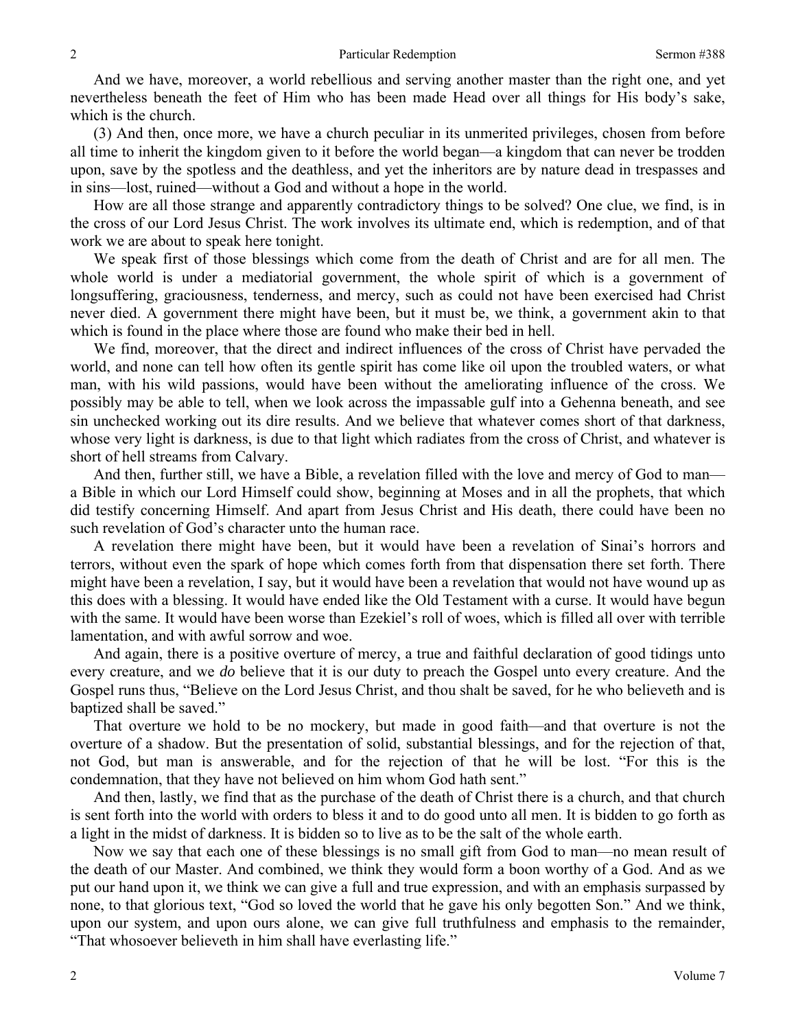And we have, moreover, a world rebellious and serving another master than the right one, and yet nevertheless beneath the feet of Him who has been made Head over all things for His body's sake, which is the church.

(3) And then, once more, we have a church peculiar in its unmerited privileges, chosen from before all time to inherit the kingdom given to it before the world began—a kingdom that can never be trodden upon, save by the spotless and the deathless, and yet the inheritors are by nature dead in trespasses and in sins—lost, ruined—without a God and without a hope in the world.

How are all those strange and apparently contradictory things to be solved? One clue, we find, is in the cross of our Lord Jesus Christ. The work involves its ultimate end, which is redemption, and of that work we are about to speak here tonight.

We speak first of those blessings which come from the death of Christ and are for all men. The whole world is under a mediatorial government, the whole spirit of which is a government of longsuffering, graciousness, tenderness, and mercy, such as could not have been exercised had Christ never died. A government there might have been, but it must be, we think, a government akin to that which is found in the place where those are found who make their bed in hell.

We find, moreover, that the direct and indirect influences of the cross of Christ have pervaded the world, and none can tell how often its gentle spirit has come like oil upon the troubled waters, or what man, with his wild passions, would have been without the ameliorating influence of the cross. We possibly may be able to tell, when we look across the impassable gulf into a Gehenna beneath, and see sin unchecked working out its dire results. And we believe that whatever comes short of that darkness, whose very light is darkness, is due to that light which radiates from the cross of Christ, and whatever is short of hell streams from Calvary.

And then, further still, we have a Bible, a revelation filled with the love and mercy of God to man—a Bible in which our Lord Himself could show, beginning at Moses and in all the prophets, that which did testify concerning Himself. And apart from Jesus Christ and His death, there could have been no such revelation of God's character unto the human race.

A revelation there might have been, but it would have been a revelation of Sinai's horrors and terrors, without even the spark of hope which comes forth from that dispensation there set forth. There might have been a revelation, I say, but it would have been a revelation that would not have wound up as this does with a blessing. It would have ended like the Old Testament with a curse. It would have begun with the same. It would have been worse than Ezekiel's roll of woes, which is filled all over with terrible lamentation, and with awful sorrow and woe.

And again, there is a positive overture of mercy, a true and faithful declaration of good tidings unto every creature, and we *do* believe that it is our duty to preach the Gospel unto every creature. And the Gospel runs thus, "Believe on the Lord Jesus Christ, and thou shalt be saved, for he who believeth and is baptized shall be saved."

That overture we hold to be no mockery, but made in good faith—and that overture is not the overture of a shadow. But the presentation of solid, substantial blessings, and for the rejection of that, not God, but man is answerable, and for the rejection of that he will be lost. "For this is the condemnation, that they have not believed on him whom God hath sent."

And then, lastly, we find that as the purchase of the death of Christ there is a church, and that church is sent forth into the world with orders to bless it and to do good unto all men. It is bidden to go forth as a light in the midst of darkness. It is bidden so to live as to be the salt of the whole earth.

Now we say that each one of these blessings is no small gift from God to man—no mean result of the death of our Master. And combined, we think they would form a boon worthy of a God. And as we put our hand upon it, we think we can give a full and true expression, and with an emphasis surpassed by none, to that glorious text, "God so loved the world that he gave his only begotten Son." And we think, upon our system, and upon ours alone, we can give full truthfulness and emphasis to the remainder, "That whosoever believeth in him shall have everlasting life."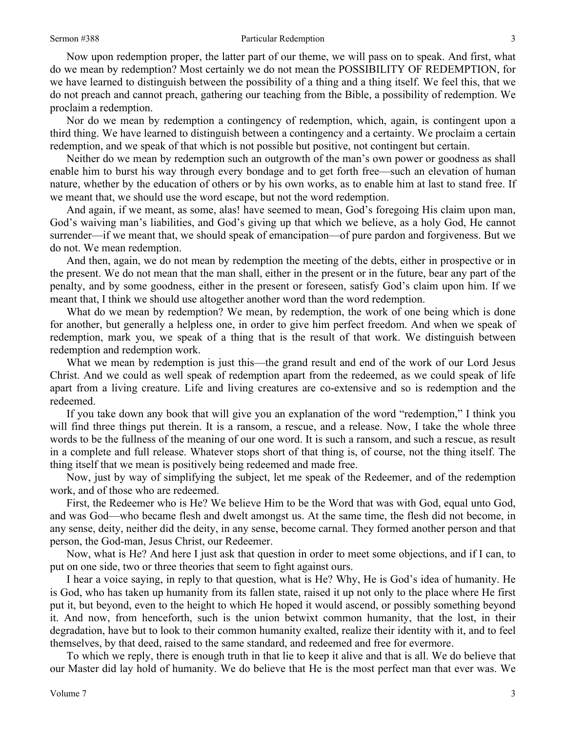Now upon redemption proper, the latter part of our theme, we will pass on to speak. And first, what do we mean by redemption? Most certainly we do not mean the POSSIBILITY OF REDEMPTION, for we have learned to distinguish between the possibility of a thing and a thing itself. We feel this, that we do not preach and cannot preach, gathering our teaching from the Bible, a possibility of redemption. We proclaim a redemption.

Nor do we mean by redemption a contingency of redemption, which, again, is contingent upon a third thing. We have learned to distinguish between a contingency and a certainty. We proclaim a certain redemption, and we speak of that which is not possible but positive, not contingent but certain.

Neither do we mean by redemption such an outgrowth of the man's own power or goodness as shall enable him to burst his way through every bondage and to get forth free—such an elevation of human nature, whether by the education of others or by his own works, as to enable him at last to stand free. If we meant that, we should use the word escape, but not the word redemption.

And again, if we meant, as some, alas! have seemed to mean, God's foregoing His claim upon man, God's waiving man's liabilities, and God's giving up that which we believe, as a holy God, He cannot surrender—if we meant that, we should speak of emancipation—of pure pardon and forgiveness. But we do not. We mean redemption.

And then, again, we do not mean by redemption the meeting of the debts, either in prospective or in the present. We do not mean that the man shall, either in the present or in the future, bear any part of the penalty, and by some goodness, either in the present or foreseen, satisfy God's claim upon him. If we meant that, I think we should use altogether another word than the word redemption.

What do we mean by redemption? We mean, by redemption, the work of one being which is done for another, but generally a helpless one, in order to give him perfect freedom. And when we speak of redemption, mark you, we speak of a thing that is the result of that work. We distinguish between redemption and redemption work.

What we mean by redemption is just this—the grand result and end of the work of our Lord Jesus Christ. And we could as well speak of redemption apart from the redeemed, as we could speak of life apart from a living creature. Life and living creatures are co-extensive and so is redemption and the redeemed.

If you take down any book that will give you an explanation of the word "redemption," I think you will find three things put therein. It is a ransom, a rescue, and a release. Now, I take the whole three words to be the fullness of the meaning of our one word. It is such a ransom, and such a rescue, as result in a complete and full release. Whatever stops short of that thing is, of course, not the thing itself. The thing itself that we mean is positively being redeemed and made free.

Now, just by way of simplifying the subject, let me speak of the Redeemer, and of the redemption work, and of those who are redeemed.

First, the Redeemer who is He? We believe Him to be the Word that was with God, equal unto God, and was God—who became flesh and dwelt amongst us. At the same time, the flesh did not become, in any sense, deity, neither did the deity, in any sense, become carnal. They formed another person and that person, the God-man, Jesus Christ, our Redeemer.

Now, what is He? And here I just ask that question in order to meet some objections, and if I can, to put on one side, two or three theories that seem to fight against ours.

I hear a voice saying, in reply to that question, what is He? Why, He is God's idea of humanity. He is God, who has taken up humanity from its fallen state, raised it up not only to the place where He first put it, but beyond, even to the height to which He hoped it would ascend, or possibly something beyond it. And now, from henceforth, such is the union betwixt common humanity, that the lost, in their degradation, have but to look to their common humanity exalted, realize their identity with it, and to feel themselves, by that deed, raised to the same standard, and redeemed and free for evermore.

To which we reply, there is enough truth in that lie to keep it alive and that is all. We do believe that our Master did lay hold of humanity. We do believe that He is the most perfect man that ever was. We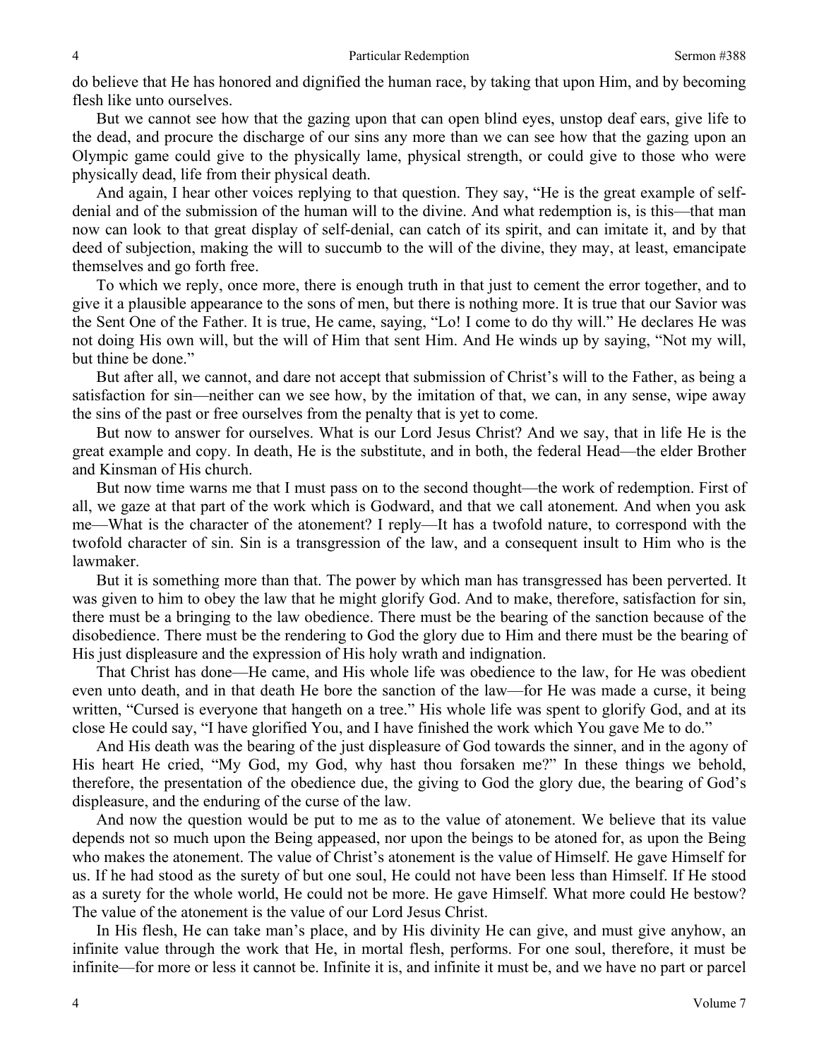do believe that He has honored and dignified the human race, by taking that upon Him, and by becoming flesh like unto ourselves.

But we cannot see how that the gazing upon that can open blind eyes, unstop deaf ears, give life to the dead, and procure the discharge of our sins any more than we can see how that the gazing upon an Olympic game could give to the physically lame, physical strength, or could give to those who were physically dead, life from their physical death.

And again, I hear other voices replying to that question. They say, "He is the great example of self-denial and of the submission of the human will to the divine. And what redemption is, is this—that man now can look to that great display of self-denial, can catch of its spirit, and can imitate it, and by that deed of subjection, making the will to succumb to the will of the divine, they may, at least, emancipate themselves and go forth free.

To which we reply, once more, there is enough truth in that just to cement the error together, and to give it a plausible appearance to the sons of men, but there is nothing more. It is true that our Savior was the Sent One of the Father. It is true, He came, saying, "Lo! I come to do thy will." He declares He was not doing His own will, but the will of Him that sent Him. And He winds up by saying, "Not my will, but thine be done."

But after all, we cannot, and dare not accept that submission of Christ's will to the Father, as being a satisfaction for sin—neither can we see how, by the imitation of that, we can, in any sense, wipe away the sins of the past or free ourselves from the penalty that is yet to come.

But now to answer for ourselves. What is our Lord Jesus Christ? And we say, that in life He is the great example and copy. In death, He is the substitute, and in both, the federal Head—the elder Brother and Kinsman of His church.

But now time warns me that I must pass on to the second thought—the work of redemption. First of all, we gaze at that part of the work which is Godward, and that we call atonement. And when you ask me—What is the character of the atonement? I reply—It has a twofold nature, to correspond with the twofold character of sin. Sin is a transgression of the law, and a consequent insult to Him who is the lawmaker.

But it is something more than that. The power by which man has transgressed has been perverted. It was given to him to obey the law that he might glorify God. And to make, therefore, satisfaction for sin, there must be a bringing to the law obedience. There must be the bearing of the sanction because of the disobedience. There must be the rendering to God the glory due to Him and there must be the bearing of His just displeasure and the expression of His holy wrath and indignation.

That Christ has done—He came, and His whole life was obedience to the law, for He was obedient even unto death, and in that death He bore the sanction of the law—for He was made a curse, it being written, "Cursed is everyone that hangeth on a tree." His whole life was spent to glorify God, and at its close He could say, "I have glorified You, and I have finished the work which You gave Me to do."

And His death was the bearing of the just displeasure of God towards the sinner, and in the agony of His heart He cried, "My God, my God, why hast thou forsaken me?" In these things we behold, therefore, the presentation of the obedience due, the giving to God the glory due, the bearing of God's displeasure, and the enduring of the curse of the law.

And now the question would be put to me as to the value of atonement. We believe that its value depends not so much upon the Being appeased, nor upon the beings to be atoned for, as upon the Being who makes the atonement. The value of Christ's atonement is the value of Himself. He gave Himself for us. If he had stood as the surety of but one soul, He could not have been less than Himself. If He stood as a surety for the whole world, He could not be more. He gave Himself. What more could He bestow? The value of the atonement is the value of our Lord Jesus Christ.

In His flesh, He can take man's place, and by His divinity He can give, and must give anyhow, an infinite value through the work that He, in mortal flesh, performs. For one soul, therefore, it must be infinite—for more or less it cannot be. Infinite it is, and infinite it must be, and we have no part or parcel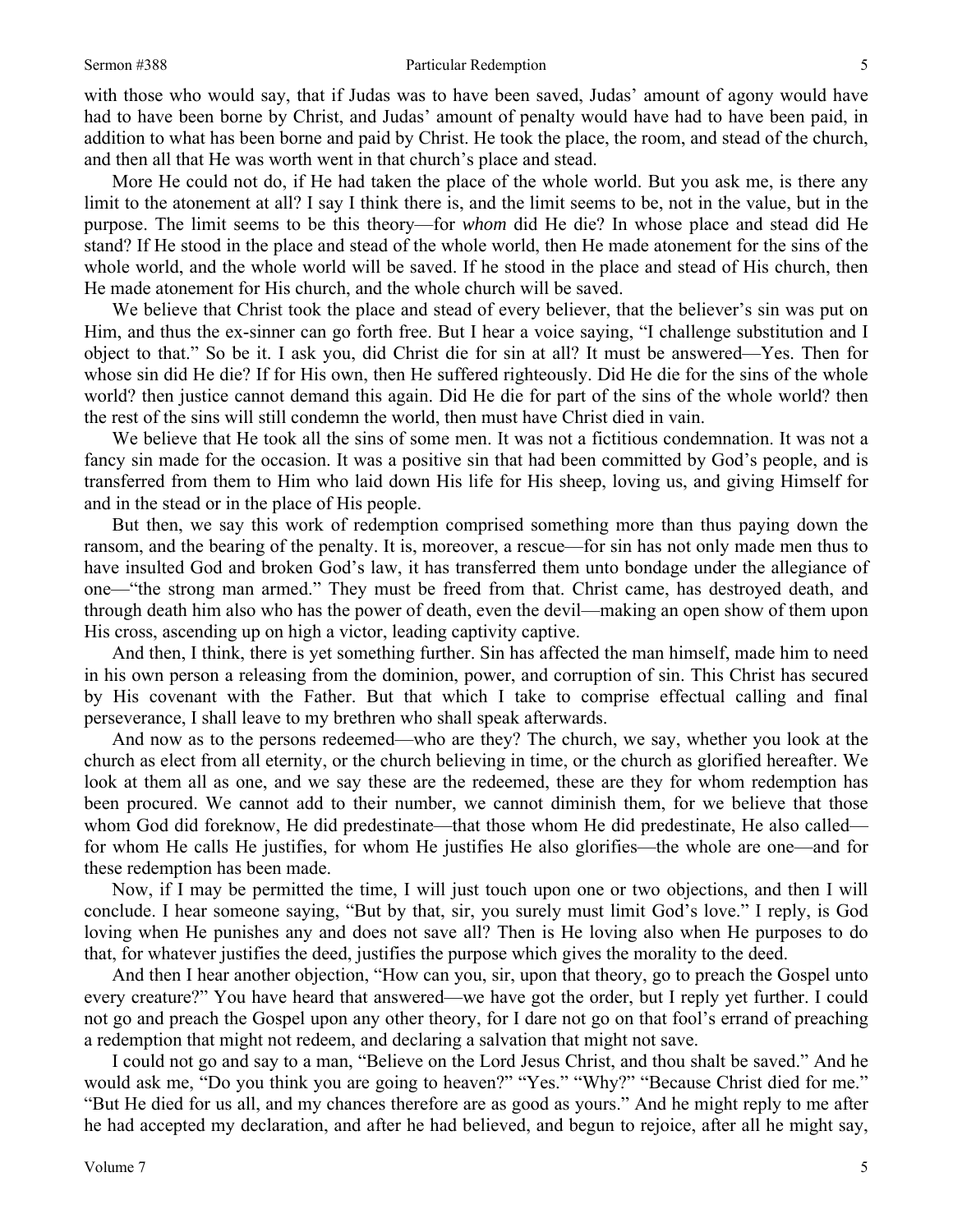with those who would say, that if Judas was to have been saved, Judas' amount of agony would have had to have been borne by Christ, and Judas' amount of penalty would have had to have been paid, in addition to what has been borne and paid by Christ. He took the place, the room, and stead of the church, and then all that He was worth went in that church's place and stead.

More He could not do, if He had taken the place of the whole world. But you ask me, is there any limit to the atonement at all? I say I think there is, and the limit seems to be, not in the value, but in the purpose. The limit seems to be this theory—for *whom* did He die? In whose place and stead did He stand? If He stood in the place and stead of the whole world, then He made atonement for the sins of the whole world, and the whole world will be saved. If he stood in the place and stead of His church, then He made atonement for His church, and the whole church will be saved.

We believe that Christ took the place and stead of every believer, that the believer's sin was put on Him, and thus the ex-sinner can go forth free. But I hear a voice saying, "I challenge substitution and I object to that." So be it. I ask you, did Christ die for sin at all? It must be answered—Yes. Then for whose sin did He die? If for His own, then He suffered righteously. Did He die for the sins of the whole world? then justice cannot demand this again. Did He die for part of the sins of the whole world? then the rest of the sins will still condemn the world, then must have Christ died in vain.

We believe that He took all the sins of some men. It was not a fictitious condemnation. It was not a fancy sin made for the occasion. It was a positive sin that had been committed by God's people, and is transferred from them to Him who laid down His life for His sheep, loving us, and giving Himself for and in the stead or in the place of His people.

But then, we say this work of redemption comprised something more than thus paying down the ransom, and the bearing of the penalty. It is, moreover, a rescue—for sin has not only made men thus to have insulted God and broken God's law, it has transferred them unto bondage under the allegiance of one—"the strong man armed." They must be freed from that. Christ came, has destroyed death, and through death him also who has the power of death, even the devil—making an open show of them upon His cross, ascending up on high a victor, leading captivity captive.

And then, I think, there is yet something further. Sin has affected the man himself, made him to need in his own person a releasing from the dominion, power, and corruption of sin. This Christ has secured by His covenant with the Father. But that which I take to comprise effectual calling and final perseverance, I shall leave to my brethren who shall speak afterwards.

And now as to the persons redeemed—who are they? The church, we say, whether you look at the church as elect from all eternity, or the church believing in time, or the church as glorified hereafter. We look at them all as one, and we say these are the redeemed, these are they for whom redemption has been procured. We cannot add to their number, we cannot diminish them, for we believe that those whom God did foreknow, He did predestinate—that those whom He did predestinate, He also called—for whom He calls He justifies, for whom He justifies He also glorifies—the whole are one—and for these redemption has been made.

Now, if I may be permitted the time, I will just touch upon one or two objections, and then I will conclude. I hear someone saying, "But by that, sir, you surely must limit God's love." I reply, is God loving when He punishes any and does not save all? Then is He loving also when He purposes to do that, for whatever justifies the deed, justifies the purpose which gives the morality to the deed.

And then I hear another objection, "How can you, sir, upon that theory, go to preach the Gospel unto every creature?" You have heard that answered—we have got the order, but I reply yet further. I could not go and preach the Gospel upon any other theory, for I dare not go on that fool's errand of preaching a redemption that might not redeem, and declaring a salvation that might not save.

I could not go and say to a man, "Believe on the Lord Jesus Christ, and thou shalt be saved." And he would ask me, "Do you think you are going to heaven?" "Yes." "Why?" "Because Christ died for me." "But He died for us all, and my chances therefore are as good as yours." And he might reply to me after he had accepted my declaration, and after he had believed, and begun to rejoice, after all he might say,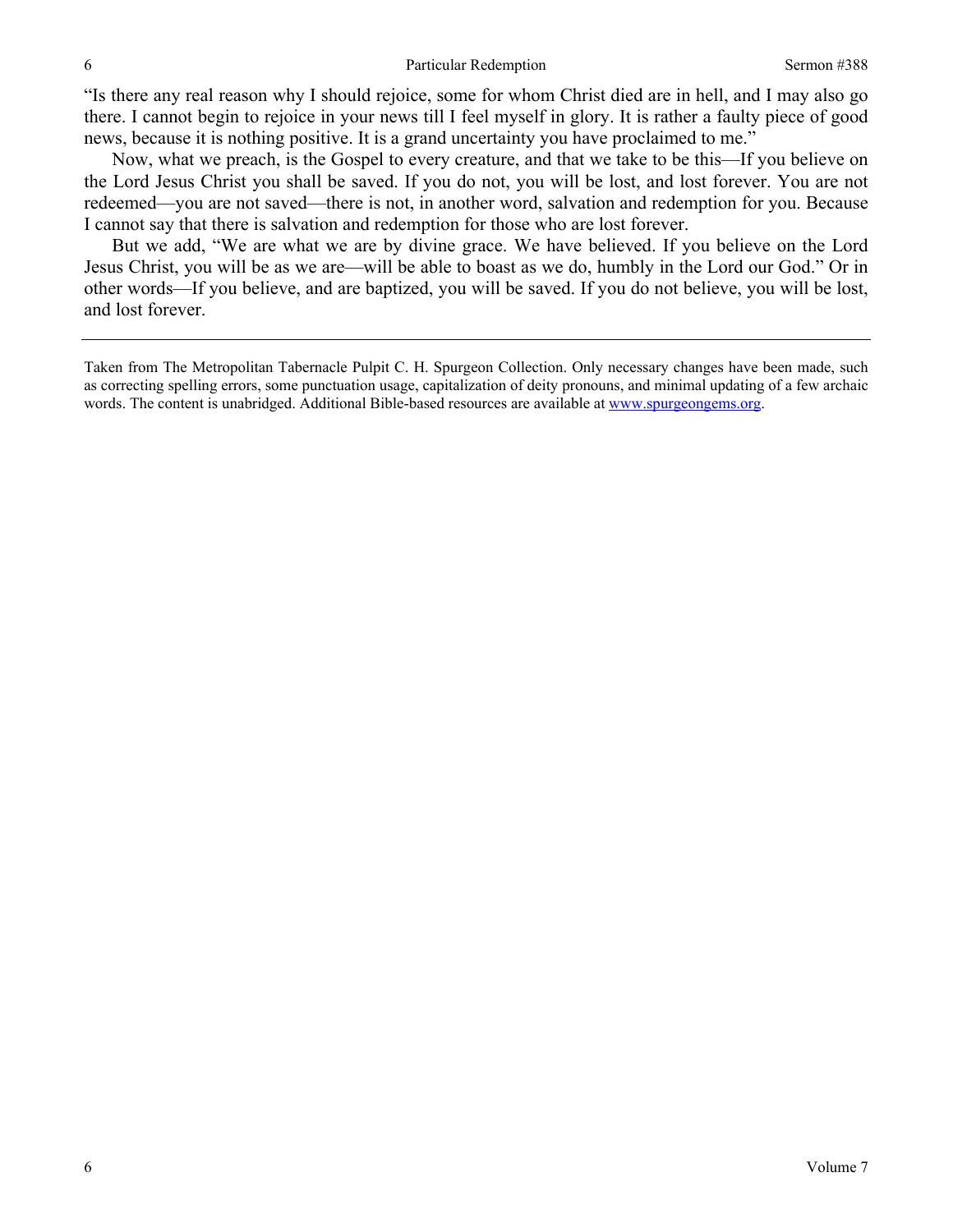"Is there any real reason why I should rejoice, some for whom Christ died are in hell, and I may also go there. I cannot begin to rejoice in your news till I feel myself in glory. It is rather a faulty piece of good news, because it is nothing positive. It is a grand uncertainty you have proclaimed to me."

Now, what we preach, is the Gospel to every creature, and that we take to be this—If you believe on the Lord Jesus Christ you shall be saved. If you do not, you will be lost, and lost forever. You are not redeemed—you are not saved—there is not, in another word, salvation and redemption for you. Because I cannot say that there is salvation and redemption for those who are lost forever.

But we add, "We are what we are by divine grace. We have believed. If you believe on the Lord Jesus Christ, you will be as we are—will be able to boast as we do, humbly in the Lord our God." Or in other words—If you believe, and are baptized, you will be saved. If you do not believe, you will be lost, and lost forever.

---

Taken from The Metropolitan Tabernacle Pulpit C. H. Spurgeon Collection. Only necessary changes have been made, such as correcting spelling errors, some punctuation usage, capitalization of deity pronouns, and minimal updating of a few archaic words. The content is unabridged. Additional Bible-based resources are available at www.spurgeongems.org.